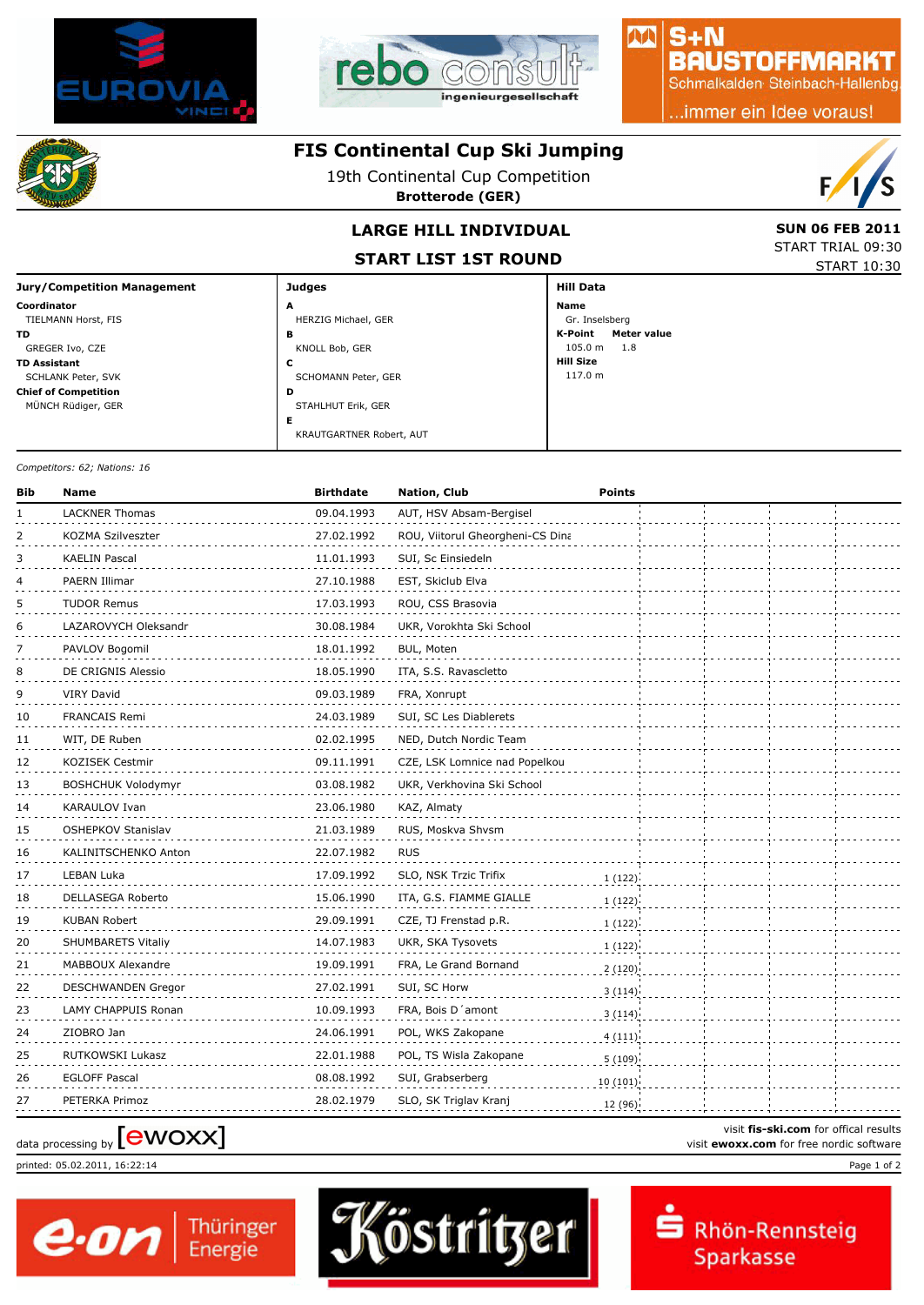# FIS Continental Cup Ski Jumping

19th Continental Cup Competition

**Brotterode (GER)**

## LARGE HILL INDIVIDUAL

## START LIST 1ST ROUND

**SUN 06 FEB 2011**

START TRIAL 09:30

START 10:30

| Jury/Competition Management | Judges | Hill Data |
|---|---|---|
| **Coordinator** TIELMANN Horst, FIS | **A** HERZIG Michael, GER | **Name** Gr. Inselsberg |
| **TD** GREGER Ivo, CZE | **B** KNOLL Bob, GER | **K-Point** 105.0 m **Meter value** 1.8 |
| **TD Assistant** SCHLANK Peter, SVK | **C** SCHOMANN Peter, GER | **Hill Size** 117.0 m |
| **Chief of Competition** MÜNCH Rüdiger, GER | **D** STAHLHUT Erik, GER | |
| | **E** KRAUTGARTNER Robert, AUT | |

*Competitors: 62; Nations: 16*

| Bib | Name | Birthdate | Nation, Club | Points |
|---|---|---|---|---|
| 1 | LACKNER Thomas | 09.04.1993 | AUT, HSV Absam-Bergisel | |
| 2 | KOZMA Szilveszter | 27.02.1992 | ROU, Viitorul Gheorgheni-CS Dina | |
| 3 | KAELIN Pascal | 11.01.1993 | SUI, Sc Einsiedeln | |
| 4 | PAERN Illimar | 27.10.1988 | EST, Skiclub Elva | |
| 5 | TUDOR Remus | 17.03.1993 | ROU, CSS Brasovia | |
| 6 | LAZAROVYCH Oleksandr | 30.08.1984 | UKR, Vorokhta Ski School | |
| 7 | PAVLOV Bogomil | 18.01.1992 | BUL, Moten | |
| 8 | DE CRIGNIS Alessio | 18.05.1990 | ITA, S.S. Ravascletto | |
| 9 | VIRY David | 09.03.1989 | FRA, Xonrupt | |
| 10 | FRANCAIS Remi | 24.03.1989 | SUI, SC Les Diablerets | |
| 11 | WIT, DE Ruben | 02.02.1995 | NED, Dutch Nordic Team | |
| 12 | KOZISEK Cestmir | 09.11.1991 | CZE, LSK Lomnice nad Popelkou | |
| 13 | BOSHCHUK Volodymyr | 03.08.1982 | UKR, Verkhovina Ski School | |
| 14 | KARAULOV Ivan | 23.06.1980 | KAZ, Almaty | |
| 15 | OSHEPKOV Stanislav | 21.03.1989 | RUS, Moskva Shvsm | |
| 16 | KALINITSCHENKO Anton | 22.07.1982 | RUS | |
| 17 | LEBAN Luka | 17.09.1992 | SLO, NSK Trzic Trifix | 1 (122) |
| 18 | DELLASEGA Roberto | 15.06.1990 | ITA, G.S. FIAMME GIALLE | 1 (122) |
| 19 | KUBAN Robert | 29.09.1991 | CZE, TJ Frenstad p.R. | 1 (122) |
| 20 | SHUMBARETS Vitaliy | 14.07.1983 | UKR, SKA Tysovets | 1 (122) |
| 21 | MABBOUX Alexandre | 19.09.1991 | FRA, Le Grand Bornand | 2 (120) |
| 22 | DESCHWANDEN Gregor | 27.02.1991 | SUI, SC Horw | 3 (114) |
| 23 | LAMY CHAPPUIS Ronan | 10.09.1993 | FRA, Bois D´amont | 3 (114) |
| 24 | ZIOBRO Jan | 24.06.1991 | POL, WKS Zakopane | 4 (111) |
| 25 | RUTKOWSKI Lukasz | 22.01.1988 | POL, TS Wisla Zakopane | 5 (109) |
| 26 | EGLOFF Pascal | 08.08.1992 | SUI, Grabserberg | 10 (101) |
| 27 | PETERKA Primoz | 28.02.1979 | SLO, SK Triglav Kranj | 12 (96) |

data processing by [ewoxx]

visit **fis-ski.com** for offical results

visit **ewoxx.com** for free nordic software

printed: 05.02.2011, 16:22:14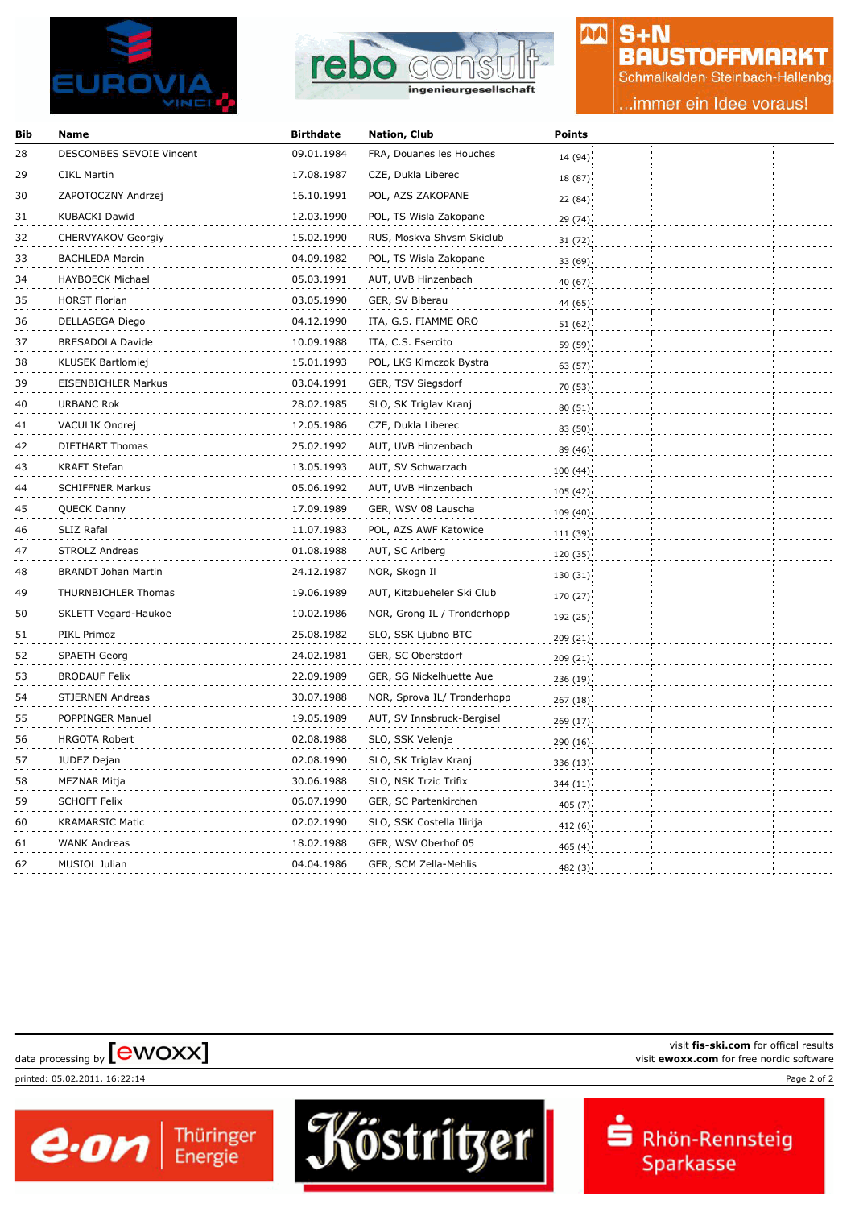| Bib | Name | Birthdate | Nation, Club | Points |
|---|---|---|---|---|
| 28 | DESCOMBES SEVOIE Vincent | 09.01.1984 | FRA, Douanes les Houches | 14 (94) |
| 29 | CIKL Martin | 17.08.1987 | CZE, Dukla Liberec | 18 (87) |
| 30 | ZAPOTOCZNY Andrzej | 16.10.1991 | POL, AZS ZAKOPANE | 22 (84) |
| 31 | KUBACKI Dawid | 12.03.1990 | POL, TS Wisla Zakopane | 29 (74) |
| 32 | CHERVYAKOV Georgiy | 15.02.1990 | RUS, Moskva Shvsm Skiclub | 31 (72) |
| 33 | BACHLEDA Marcin | 04.09.1982 | POL, TS Wisla Zakopane | 33 (69) |
| 34 | HAYBOECK Michael | 05.03.1991 | AUT, UVB Hinzenbach | 40 (67) |
| 35 | HORST Florian | 03.05.1990 | GER, SV Biberau | 44 (65) |
| 36 | DELLASEGA Diego | 04.12.1990 | ITA, G.S. FIAMME ORO | 51 (62) |
| 37 | BRESADOLA Davide | 10.09.1988 | ITA, C.S. Esercito | 59 (59) |
| 38 | KLUSEK Bartlomiej | 15.01.1993 | POL, LKS Klmczok Bystra | 63 (57) |
| 39 | EISENBICHLER Markus | 03.04.1991 | GER, TSV Siegsdorf | 70 (53) |
| 40 | URBANC Rok | 28.02.1985 | SLO, SK Triglav Kranj | 80 (51) |
| 41 | VACULIK Ondrej | 12.05.1986 | CZE, Dukla Liberec | 83 (50) |
| 42 | DIETHART Thomas | 25.02.1992 | AUT, UVB Hinzenbach | 89 (46) |
| 43 | KRAFT Stefan | 13.05.1993 | AUT, SV Schwarzach | 100 (44) |
| 44 | SCHIFFNER Markus | 05.06.1992 | AUT, UVB Hinzenbach | 105 (42) |
| 45 | QUECK Danny | 17.09.1989 | GER, WSV 08 Lauscha | 109 (40) |
| 46 | SLIZ Rafal | 11.07.1983 | POL, AZS AWF Katowice | 111 (39) |
| 47 | STROLZ Andreas | 01.08.1988 | AUT, SC Arlberg | 120 (35) |
| 48 | BRANDT Johan Martin | 24.12.1987 | NOR, Skogn Il | 130 (31) |
| 49 | THURNBICHLER Thomas | 19.06.1989 | AUT, Kitzbueheler Ski Club | 170 (27) |
| 50 | SKLETT Vegard-Haukoe | 10.02.1986 | NOR, Grong IL / Tronderhopp | 192 (25) |
| 51 | PIKL Primoz | 25.08.1982 | SLO, SSK Ljubno BTC | 209 (21) |
| 52 | SPAETH Georg | 24.02.1981 | GER, SC Oberstdorf | 209 (21) |
| 53 | BRODAUF Felix | 22.09.1989 | GER, SG Nickelhuette Aue | 236 (19) |
| 54 | STJERNEN Andreas | 30.07.1988 | NOR, Sprova IL/ Tronderhopp | 267 (18) |
| 55 | POPPINGER Manuel | 19.05.1989 | AUT, SV Innsbruck-Bergisel | 269 (17) |
| 56 | HRGOTA Robert | 02.08.1988 | SLO, SSK Velenje | 290 (16) |
| 57 | JUDEZ Dejan | 02.08.1990 | SLO, SK Triglav Kranj | 336 (13) |
| 58 | MEZNAR Mitja | 30.06.1988 | SLO, NSK Trzic Trifix | 344 (11) |
| 59 | SCHOFT Felix | 06.07.1990 | GER, SC Partenkirchen | 405 (7) |
| 60 | KRAMARSIC Matic | 02.02.1990 | SLO, SSK Costella Ilirija | 412 (6) |
| 61 | WANK Andreas | 18.02.1988 | GER, WSV Oberhof 05 | 465 (4) |
| 62 | MUSIOL Julian | 04.04.1986 | GER, SCM Zella-Mehlis | 482 (3) |

data processing by [ewoxx]

visit **fis-ski.com** for offical results
visit **ewoxx.com** for free nordic software

printed: 05.02.2011, 16:22:14